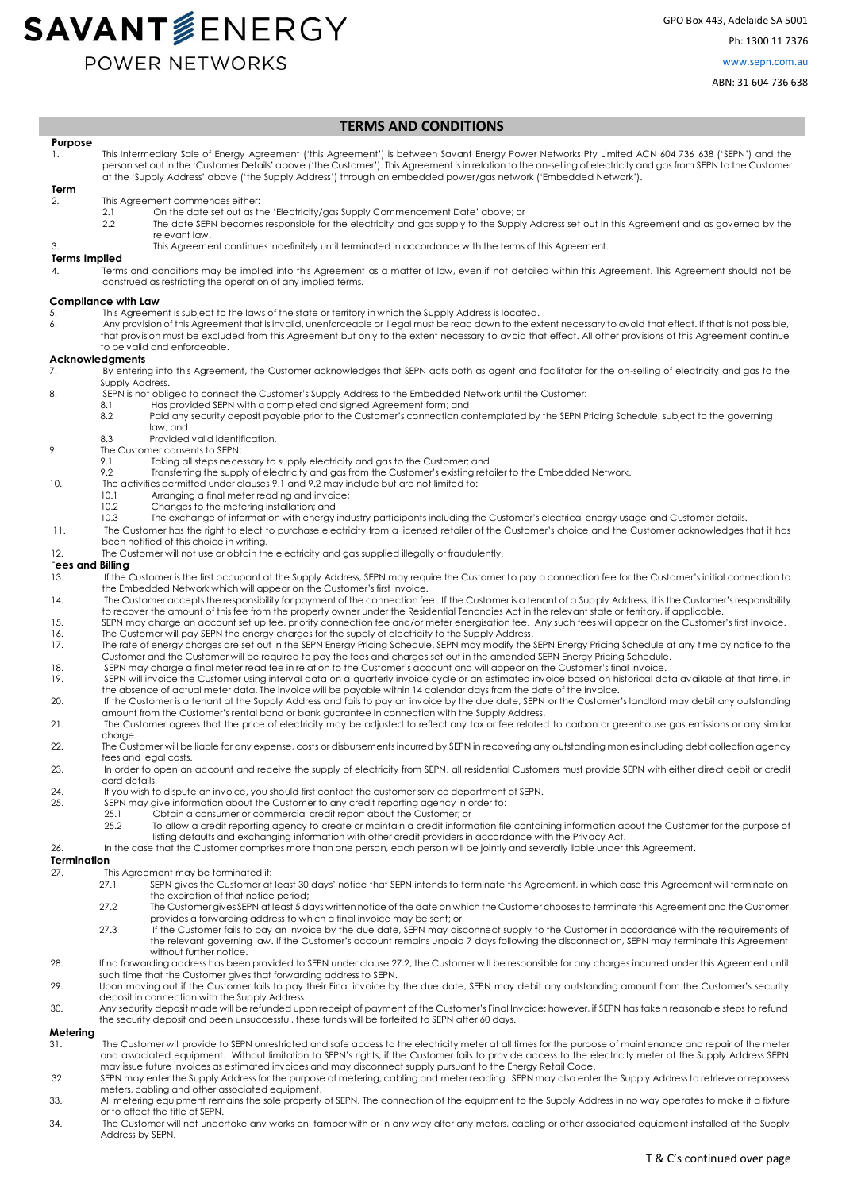SAVANT ENERGY
POWER NETWORKS

GPO Box 443, Adelaide SA 5001

Ph: 1300 11 7376

www.sepn.com.au

ABN: 31 604 736 638

# TERMS AND CONDITIONS

### Purpose

1. This Intermediary Sale of Energy Agreement ('this Agreement') is between Savant Energy Power Networks Pty Limited ACN 604 736 638 ('SEPN') and the person set out in the 'Customer Details' above ('the Customer'). This Agreement is in relation to the on-selling of electricity and gas from SEPN to the Customer at the 'Supply Address' above ('the Supply Address') through an embedded power/gas network ('Embedded Network').

### Term

2. This Agreement commences either:
   - 2.1 On the date set out as the 'Electricity/gas Supply Commencement Date' above; or
   - 2.2 The date SEPN becomes responsible for the electricity and gas supply to the Supply Address set out in this Agreement and as governed by the relevant law.
3. This Agreement continues indefinitely until terminated in accordance with the terms of this Agreement.

### Terms Implied

4. Terms and conditions may be implied into this Agreement as a matter of law, even if not detailed within this Agreement. This Agreement should not be construed as restricting the operation of any implied terms.

### Compliance with Law

5. This Agreement is subject to the laws of the state or territory in which the Supply Address is located.
6. Any provision of this Agreement that is invalid, unenforceable or illegal must be read down to the extent necessary to avoid that effect. If that is not possible, that provision must be excluded from this Agreement but only to the extent necessary to avoid that effect. All other provisions of this Agreement continue to be valid and enforceable.

### Acknowledgments

7. By entering into this Agreement, the Customer acknowledges that SEPN acts both as agent and facilitator for the on-selling of electricity and gas to the Supply Address.
8. SEPN is not obliged to connect the Customer's Supply Address to the Embedded Network until the Customer:
   - 8.1 Has provided SEPN with a completed and signed Agreement form; and
   - 8.2 Paid any security deposit payable prior to the Customer's connection contemplated by the SEPN Pricing Schedule, subject to the governing law; and
   - 8.3 Provided valid identification.
9. The Customer consents to SEPN:
   - 9.1 Taking all steps necessary to supply electricity and gas to the Customer; and
   - 9.2 Transferring the supply of electricity and gas from the Customer's existing retailer to the Embedded Network.
10. The activities permitted under clauses 9.1 and 9.2 may include but are not limited to:
    - 10.1 Arranging a final meter reading and invoice;
    - 10.2 Changes to the metering installation; and
    - 10.3 The exchange of information with energy industry participants including the Customer's electrical energy usage and Customer details.
11. The Customer has the right to elect to purchase electricity from a licensed retailer of the Customer's choice and the Customer acknowledges that it has been notified of this choice in writing.
12. The Customer will not use or obtain the electricity and gas supplied illegally or fraudulently.

### Fees and Billing

13. If the Customer is the first occupant at the Supply Address, SEPN may require the Customer to pay a connection fee for the Customer's initial connection to the Embedded Network which will appear on the Customer's first invoice.
14. The Customer accepts the responsibility for payment of the connection fee. If the Customer is a tenant of a Supply Address, it is the Customer's responsibility to recover the amount of this fee from the property owner under the Residential Tenancies Act in the relevant state or territory, if applicable.
15. SEPN may charge an account set up fee, priority connection fee and/or meter energisation fee. Any such fees will appear on the Customer's first invoice.
16. The Customer will pay SEPN the energy charges for the supply of electricity to the Supply Address.
17. The rate of energy charges are set out in the SEPN Energy Pricing Schedule. SEPN may modify the SEPN Energy Pricing Schedule at any time by notice to the Customer and the Customer will be required to pay the fees and charges set out in the amended SEPN Energy Pricing Schedule.
18. SEPN may charge a final meter read fee in relation to the Customer's account and will appear on the Customer's final invoice.
19. SEPN will invoice the Customer using interval data on a quarterly invoice cycle or an estimated invoice based on historical data available at that time, in the absence of actual meter data. The invoice will be payable within 14 calendar days from the date of the invoice.
20. If the Customer is a tenant at the Supply Address and fails to pay an invoice by the due date, SEPN or the Customer's landlord may debit any outstanding amount from the Customer's rental bond or bank guarantee in connection with the Supply Address.
21. The Customer agrees that the price of electricity may be adjusted to reflect any tax or fee related to carbon or greenhouse gas emissions or any similar charge.
22. The Customer will be liable for any expense, costs or disbursements incurred by SEPN in recovering any outstanding monies including debt collection agency fees and legal costs.
23. In order to open an account and receive the supply of electricity from SEPN, all residential Customers must provide SEPN with either direct debit or credit card details.
24. If you wish to dispute an invoice, you should first contact the customer service department of SEPN.
25. SEPN may give information about the Customer to any credit reporting agency in order to:
    - 25.1 Obtain a consumer or commercial credit report about the Customer; or
    - 25.2 To allow a credit reporting agency to create or maintain a credit information file containing information about the Customer for the purpose of listing defaults and exchanging information with other credit providers in accordance with the Privacy Act.
26. In the case that the Customer comprises more than one person, each person will be jointly and severally liable under this Agreement.

### Termination

27. This Agreement may be terminated if:
    - 27.1 SEPN gives the Customer at least 30 days' notice that SEPN intends to terminate this Agreement, in which case this Agreement will terminate on the expiration of that notice period;
    - 27.2 The Customer gives SEPN at least 5 days written notice of the date on which the Customer chooses to terminate this Agreement and the Customer provides a forwarding address to which a final invoice may be sent; or
    - 27.3 If the Customer fails to pay an invoice by the due date, SEPN may disconnect supply to the Customer in accordance with the requirements of the relevant governing law. If the Customer's account remains unpaid 7 days following the disconnection, SEPN may terminate this Agreement without further notice.
28. If no forwarding address has been provided to SEPN under clause 27.2, the Customer will be responsible for any charges incurred under this Agreement until such time that the Customer gives that forwarding address to SEPN.
29. Upon moving out if the Customer fails to pay their Final invoice by the due date, SEPN may debit any outstanding amount from the Customer's security deposit in connection with the Supply Address.
30. Any security deposit made will be refunded upon receipt of payment of the Customer's Final Invoice; however, if SEPN has taken reasonable steps to refund the security deposit and been unsuccessful, these funds will be forfeited to SEPN after 60 days.

### Metering

31. The Customer will provide to SEPN unrestricted and safe access to the electricity meter at all times for the purpose of maintenance and repair of the meter and associated equipment. Without limitation to SEPN's rights, if the Customer fails to provide access to the electricity meter at the Supply Address SEPN may issue future invoices as estimated invoices and may disconnect supply pursuant to the Energy Retail Code.
32. SEPN may enter the Supply Address for the purpose of metering, cabling and meter reading. SEPN may also enter the Supply Address to retrieve or repossess meters, cabling and other associated equipment.
33. All metering equipment remains the sole property of SEPN. The connection of the equipment to the Supply Address in no way operates to make it a fixture or to affect the title of SEPN.
34. The Customer will not undertake any works on, tamper with or in any way alter any meters, cabling or other associated equipment installed at the Supply Address by SEPN.

T & C's continued over page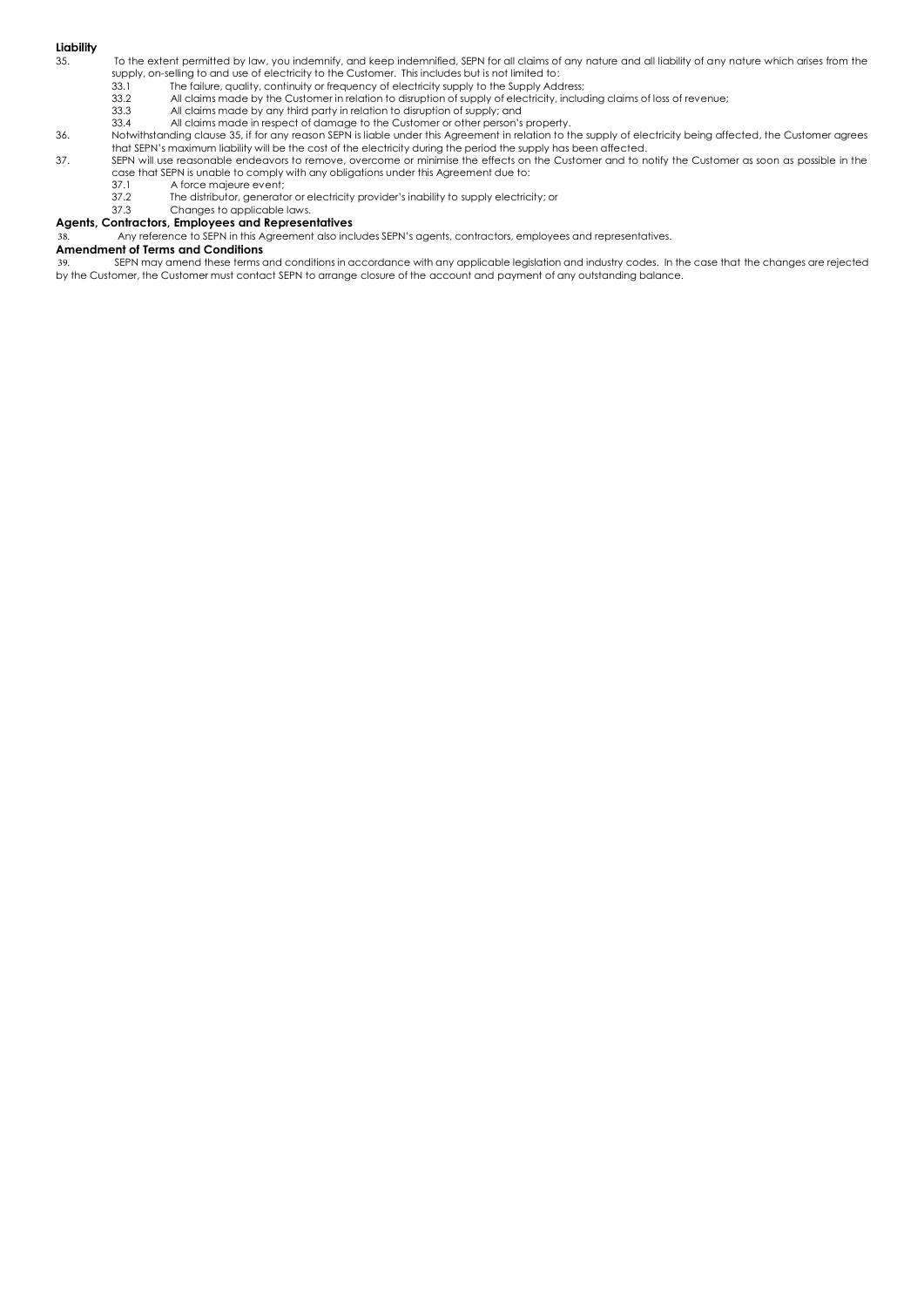**Liability**

35. To the extent permitted by law, you indemnify, and keep indemnified, SEPN for all claims of any nature and all liability of any nature which arises from the supply, on-selling to and use of electricity to the Customer. This includes but is not limited to:
    - 33.1 The failure, quality, continuity or frequency of electricity supply to the Supply Address;
    - 33.2 All claims made by the Customer in relation to disruption of supply of electricity, including claims of loss of revenue;
    - 33.3 All claims made by any third party in relation to disruption of supply; and
    - 33.4 All claims made in respect of damage to the Customer or other person's property.

36. Notwithstanding clause 35, if for any reason SEPN is liable under this Agreement in relation to the supply of electricity being affected, the Customer agrees that SEPN's maximum liability will be the cost of the electricity during the period the supply has been affected.

37. SEPN will use reasonable endeavors to remove, overcome or minimise the effects on the Customer and to notify the Customer as soon as possible in the case that SEPN is unable to comply with any obligations under this Agreement due to:
    - 37.1 A force majeure event;
    - 37.2 The distributor, generator or electricity provider's inability to supply electricity; or
    - 37.3 Changes to applicable laws.

**Agents, Contractors, Employees and Representatives**

38. Any reference to SEPN in this Agreement also includes SEPN's agents, contractors, employees and representatives.

**Amendment of Terms and Conditions**

39. SEPN may amend these terms and conditions in accordance with any applicable legislation and industry codes. In the case that the changes are rejected by the Customer, the Customer must contact SEPN to arrange closure of the account and payment of any outstanding balance.